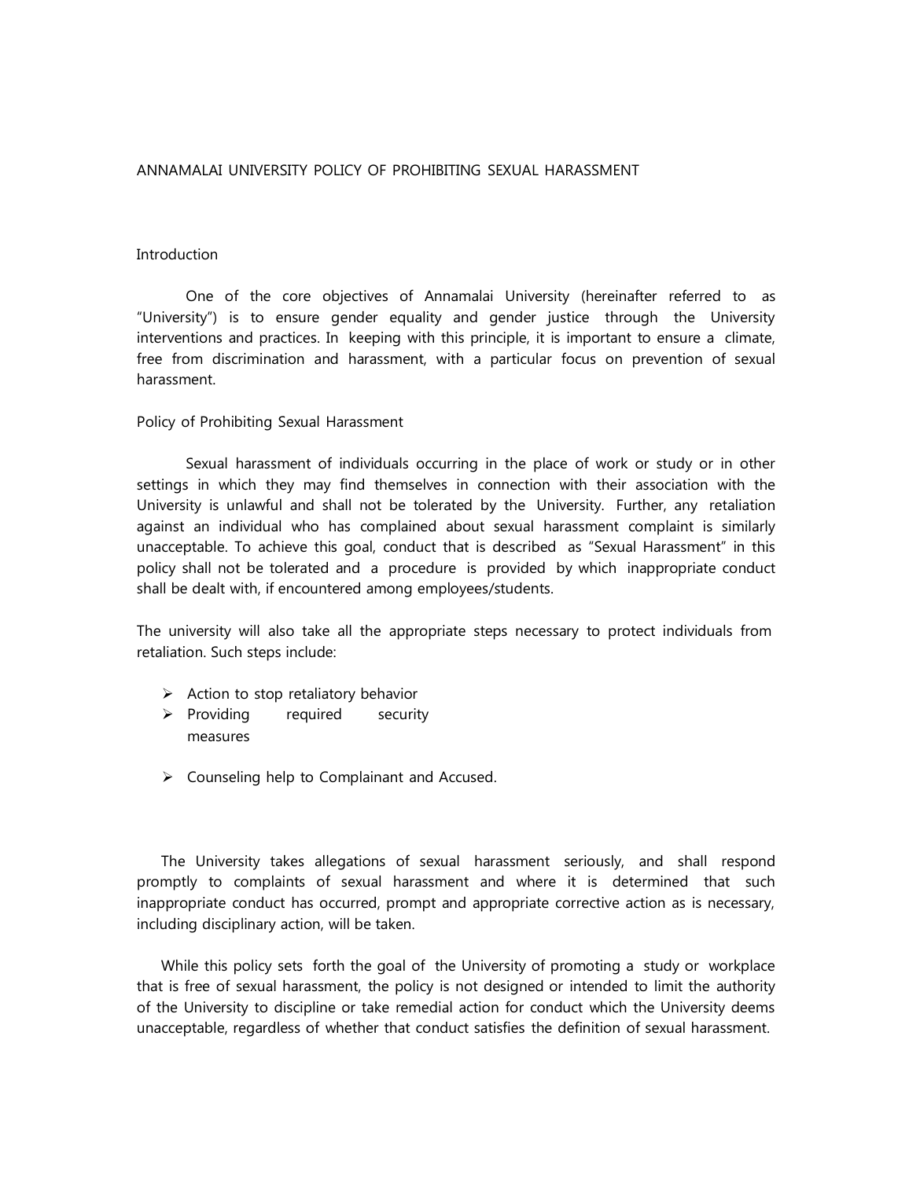# ANNAMALAI UNIVERSITY POLICY OF PROHIBITING SEXUAL HARASSMENT

## Introduction

One of the core objectives of Annamalai University (hereinafter referred to as "University") is to ensure gender equality and gender justice through the University interventions and practices. In keeping with this principle, it is important to ensure a climate, free from discrimination and harassment, with a particular focus on prevention of sexual harassment.

## Policy of Prohibiting Sexual Harassment

Sexual harassment of individuals occurring in the place of work or study or in other settings in which they may find themselves in connection with their association with the University is unlawful and shall not be tolerated by the University. Further, any retaliation against an individual who has complained about sexual harassment complaint is similarly unacceptable. To achieve this goal, conduct that is described as "Sexual Harassment" in this policy shall not be tolerated and a procedure is provided by which inappropriate conduct shall be dealt with, if encountered among employees/students.

The university will also take all the appropriate steps necessary to protect individuals from retaliation. Such steps include:

- Action to stop retaliatory behavior
- Providing required security measures
- Counseling help to Complainant and Accused.

The University takes allegations of sexual harassment seriously, and shall respond promptly to complaints of sexual harassment and where it is determined that such inappropriate conduct has occurred, prompt and appropriate corrective action as is necessary, including disciplinary action, will be taken.

While this policy sets forth the goal of the University of promoting a study or workplace that is free of sexual harassment, the policy is not designed or intended to limit the authority of the University to discipline or take remedial action for conduct which the University deems unacceptable, regardless of whether that conduct satisfies the definition of sexual harassment.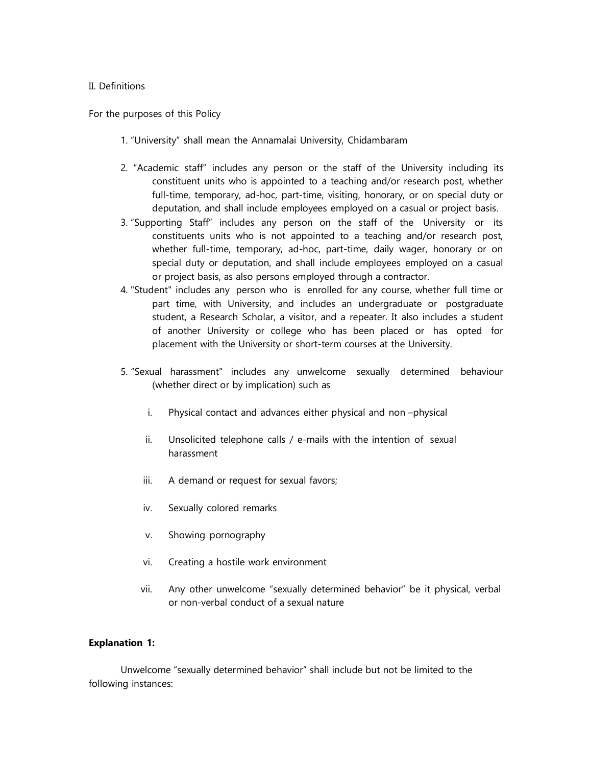II. Definitions

For the purposes of this Policy

1. "University" shall mean the Annamalai University, Chidambaram
2. "Academic staff" includes any person or the staff of the University including its constituent units who is appointed to a teaching and/or research post, whether full-time, temporary, ad-hoc, part-time, visiting, honorary, or on special duty or deputation, and shall include employees employed on a casual or project basis.
3. "Supporting Staff" includes any person on the staff of the University or its constituents units who is not appointed to a teaching and/or research post, whether full-time, temporary, ad-hoc, part-time, daily wager, honorary or on special duty or deputation, and shall include employees employed on a casual or project basis, as also persons employed through a contractor.
4. "Student" includes any person who is enrolled for any course, whether full time or part time, with University, and includes an undergraduate or postgraduate student, a Research Scholar, a visitor, and a repeater. It also includes a student of another University or college who has been placed or has opted for placement with the University or short-term courses at the University.
5. "Sexual harassment" includes any unwelcome sexually determined behaviour (whether direct or by implication) such as

   i. Physical contact and advances either physical and non –physical

   ii. Unsolicited telephone calls / e-mails with the intention of sexual harassment

   iii. A demand or request for sexual favors;

   iv. Sexually colored remarks

   v. Showing pornography

   vi. Creating a hostile work environment

   vii. Any other unwelcome "sexually determined behavior" be it physical, verbal or non-verbal conduct of a sexual nature

**Explanation 1:**

Unwelcome "sexually determined behavior" shall include but not be limited to the following instances: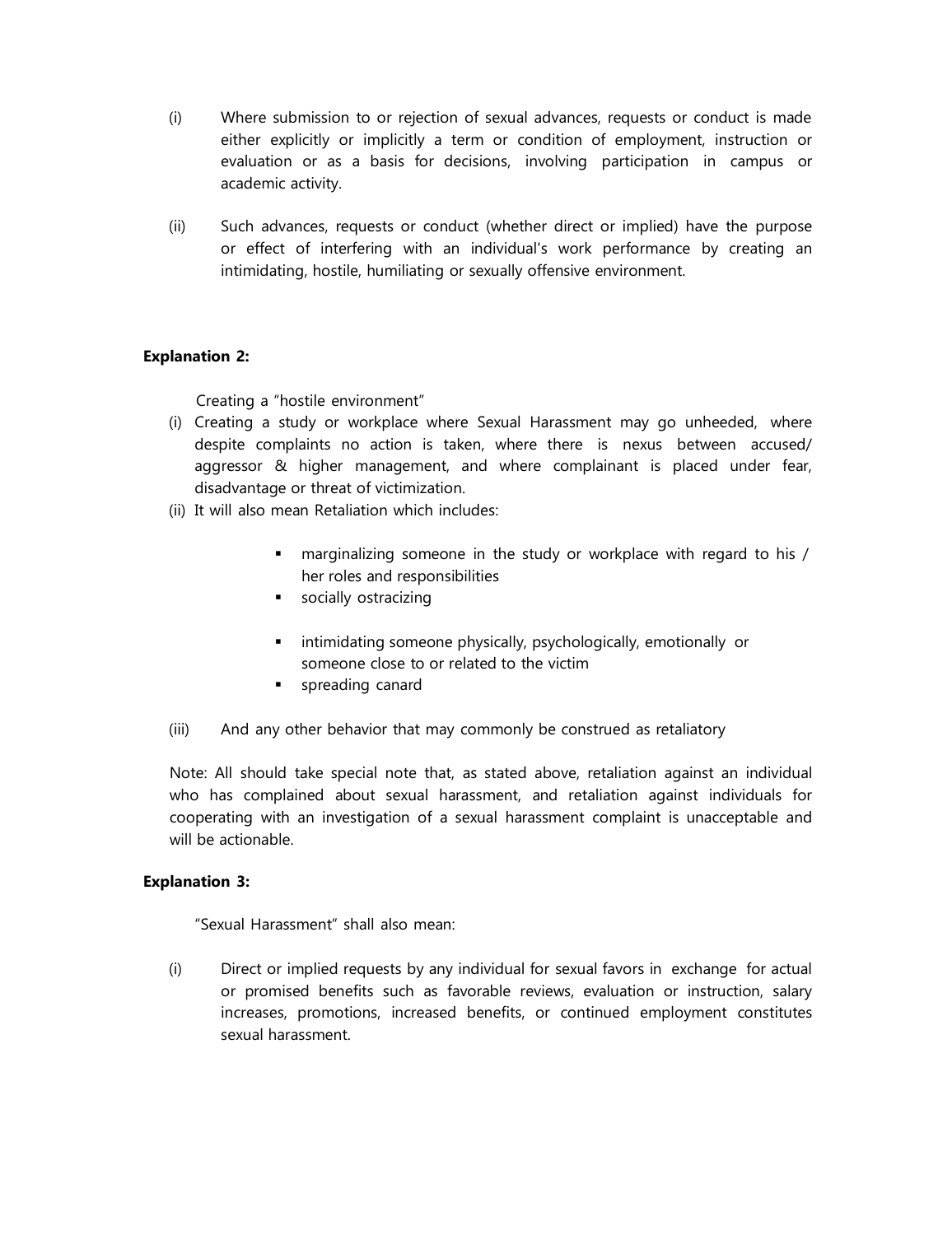(i) Where submission to or rejection of sexual advances, requests or conduct is made either explicitly or implicitly a term or condition of employment, instruction or evaluation or as a basis for decisions, involving participation in campus or academic activity.

(ii) Such advances, requests or conduct (whether direct or implied) have the purpose or effect of interfering with an individual's work performance by creating an intimidating, hostile, humiliating or sexually offensive environment.

**Explanation 2:**

Creating a "hostile environment"

(i) Creating a study or workplace where Sexual Harassment may go unheeded, where despite complaints no action is taken, where there is nexus between accused/ aggressor & higher management, and where complainant is placed under fear, disadvantage or threat of victimization.

(ii) It will also mean Retaliation which includes:

- marginalizing someone in the study or workplace with regard to his / her roles and responsibilities
- socially ostracizing
- intimidating someone physically, psychologically, emotionally or someone close to or related to the victim
- spreading canard

(iii) And any other behavior that may commonly be construed as retaliatory

Note: All should take special note that, as stated above, retaliation against an individual who has complained about sexual harassment, and retaliation against individuals for cooperating with an investigation of a sexual harassment complaint is unacceptable and will be actionable.

**Explanation 3:**

"Sexual Harassment" shall also mean:

(i) Direct or implied requests by any individual for sexual favors in exchange for actual or promised benefits such as favorable reviews, evaluation or instruction, salary increases, promotions, increased benefits, or continued employment constitutes sexual harassment.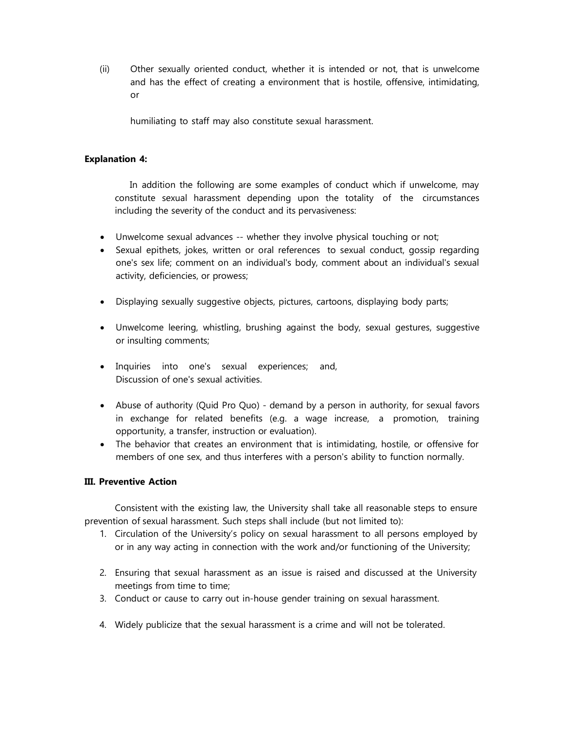(ii) Other sexually oriented conduct, whether it is intended or not, that is unwelcome and has the effect of creating a environment that is hostile, offensive, intimidating, or

humiliating to staff may also constitute sexual harassment.

**Explanation 4:**

In addition the following are some examples of conduct which if unwelcome, may constitute sexual harassment depending upon the totality of the circumstances including the severity of the conduct and its pervasiveness:

- Unwelcome sexual advances -- whether they involve physical touching or not;
- Sexual epithets, jokes, written or oral references to sexual conduct, gossip regarding one's sex life; comment on an individual's body, comment about an individual's sexual activity, deficiencies, or prowess;
- Displaying sexually suggestive objects, pictures, cartoons, displaying body parts;
- Unwelcome leering, whistling, brushing against the body, sexual gestures, suggestive or insulting comments;
- Inquiries into one's sexual experiences; and,
  Discussion of one's sexual activities.
- Abuse of authority (Quid Pro Quo) - demand by a person in authority, for sexual favors in exchange for related benefits (e.g. a wage increase, a promotion, training opportunity, a transfer, instruction or evaluation).
- The behavior that creates an environment that is intimidating, hostile, or offensive for members of one sex, and thus interferes with a person's ability to function normally.

**III. Preventive Action**

Consistent with the existing law, the University shall take all reasonable steps to ensure prevention of sexual harassment. Such steps shall include (but not limited to):

1. Circulation of the University's policy on sexual harassment to all persons employed by or in any way acting in connection with the work and/or functioning of the University;
2. Ensuring that sexual harassment as an issue is raised and discussed at the University meetings from time to time;
3. Conduct or cause to carry out in-house gender training on sexual harassment.
4. Widely publicize that the sexual harassment is a crime and will not be tolerated.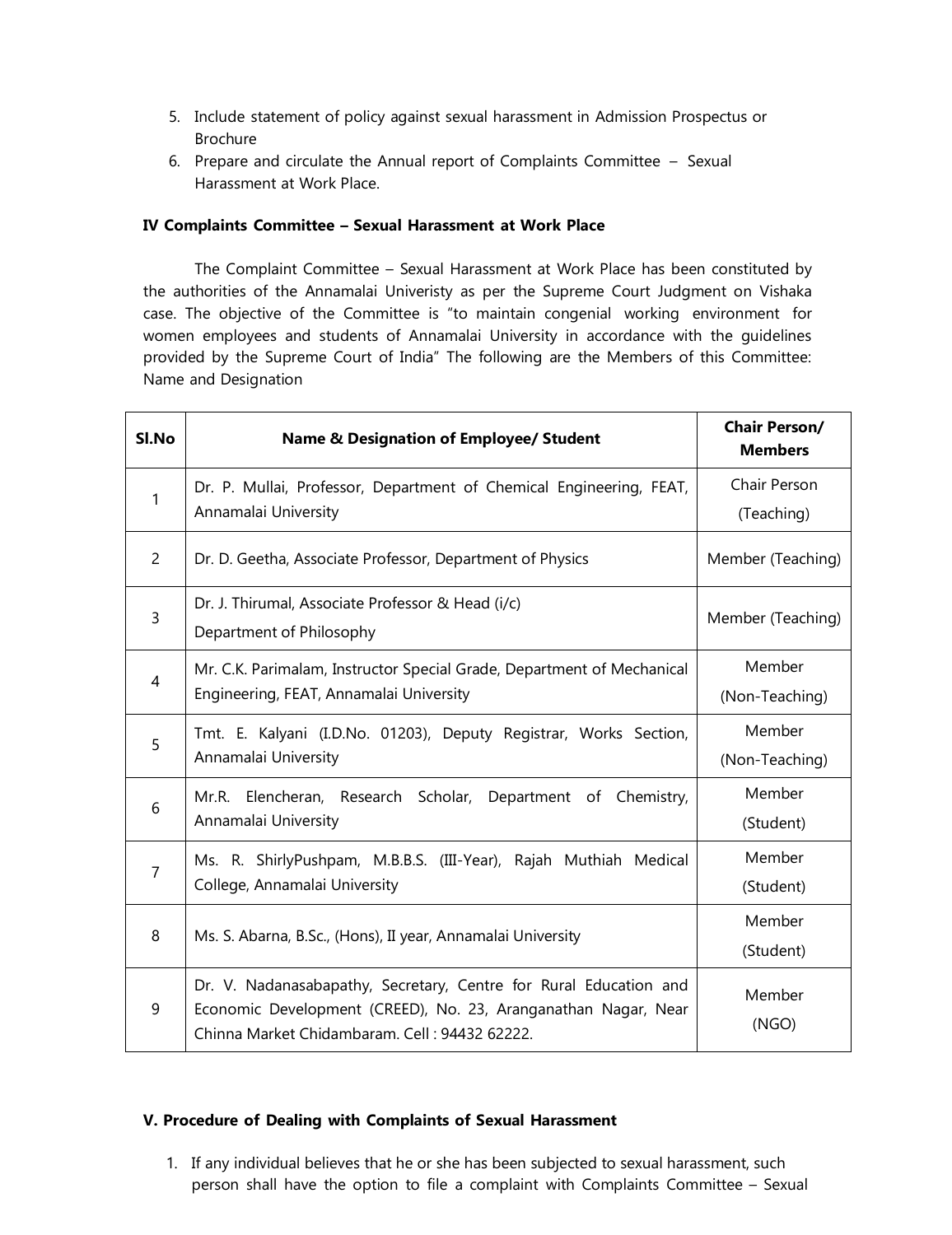5. Include statement of policy against sexual harassment in Admission Prospectus or Brochure
6. Prepare and circulate the Annual report of Complaints Committee – Sexual Harassment at Work Place.

**IV Complaints Committee – Sexual Harassment at Work Place**

The Complaint Committee – Sexual Harassment at Work Place has been constituted by the authorities of the Annamalai Univeristy as per the Supreme Court Judgment on Vishaka case. The objective of the Committee is "to maintain congenial working environment for women employees and students of Annamalai University in accordance with the guidelines provided by the Supreme Court of India" The following are the Members of this Committee: Name and Designation

| Sl.No | Name & Designation of Employee/ Student | Chair Person/ Members |
|---|---|---|
| 1 | Dr. P. Mullai, Professor, Department of Chemical Engineering, FEAT, Annamalai University | Chair Person (Teaching) |
| 2 | Dr. D. Geetha, Associate Professor, Department of Physics | Member (Teaching) |
| 3 | Dr. J. Thirumal, Associate Professor & Head (i/c) Department of Philosophy | Member (Teaching) |
| 4 | Mr. C.K. Parimalam, Instructor Special Grade, Department of Mechanical Engineering, FEAT, Annamalai University | Member (Non-Teaching) |
| 5 | Tmt. E. Kalyani (I.D.No. 01203), Deputy Registrar, Works Section, Annamalai University | Member (Non-Teaching) |
| 6 | Mr.R. Elencheran, Research Scholar, Department of Chemistry, Annamalai University | Member (Student) |
| 7 | Ms. R. ShirlyPushpam, M.B.B.S. (III-Year), Rajah Muthiah Medical College, Annamalai University | Member (Student) |
| 8 | Ms. S. Abarna, B.Sc., (Hons), II year, Annamalai University | Member (Student) |
| 9 | Dr. V. Nadanasabapathy, Secretary, Centre for Rural Education and Economic Development (CREED), No. 23, Aranganathan Nagar, Near Chinna Market Chidambaram. Cell : 94432 62222. | Member (NGO) |

**V. Procedure of Dealing with Complaints of Sexual Harassment**

1. If any individual believes that he or she has been subjected to sexual harassment, such person shall have the option to file a complaint with Complaints Committee – Sexual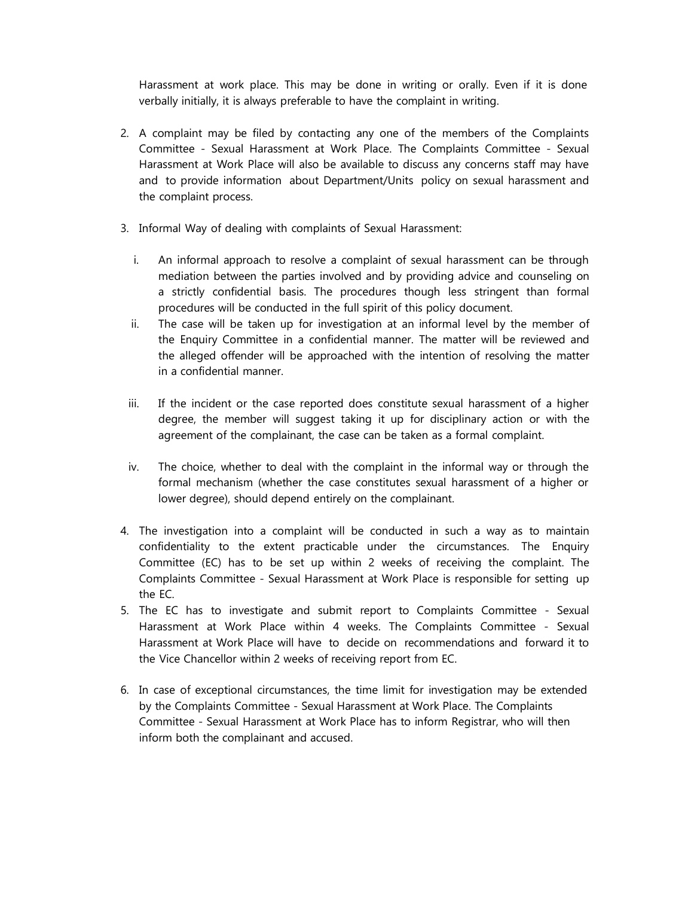Harassment at work place. This may be done in writing or orally. Even if it is done verbally initially, it is always preferable to have the complaint in writing.

2. A complaint may be filed by contacting any one of the members of the Complaints Committee - Sexual Harassment at Work Place. The Complaints Committee - Sexual Harassment at Work Place will also be available to discuss any concerns staff may have and to provide information about Department/Units policy on sexual harassment and the complaint process.

3. Informal Way of dealing with complaints of Sexual Harassment:

   i. An informal approach to resolve a complaint of sexual harassment can be through mediation between the parties involved and by providing advice and counseling on a strictly confidential basis. The procedures though less stringent than formal procedures will be conducted in the full spirit of this policy document.

   ii. The case will be taken up for investigation at an informal level by the member of the Enquiry Committee in a confidential manner. The matter will be reviewed and the alleged offender will be approached with the intention of resolving the matter in a confidential manner.

   iii. If the incident or the case reported does constitute sexual harassment of a higher degree, the member will suggest taking it up for disciplinary action or with the agreement of the complainant, the case can be taken as a formal complaint.

   iv. The choice, whether to deal with the complaint in the informal way or through the formal mechanism (whether the case constitutes sexual harassment of a higher or lower degree), should depend entirely on the complainant.

4. The investigation into a complaint will be conducted in such a way as to maintain confidentiality to the extent practicable under the circumstances. The Enquiry Committee (EC) has to be set up within 2 weeks of receiving the complaint. The Complaints Committee - Sexual Harassment at Work Place is responsible for setting up the EC.

5. The EC has to investigate and submit report to Complaints Committee - Sexual Harassment at Work Place within 4 weeks. The Complaints Committee - Sexual Harassment at Work Place will have to decide on recommendations and forward it to the Vice Chancellor within 2 weeks of receiving report from EC.

6. In case of exceptional circumstances, the time limit for investigation may be extended by the Complaints Committee - Sexual Harassment at Work Place. The Complaints Committee - Sexual Harassment at Work Place has to inform Registrar, who will then inform both the complainant and accused.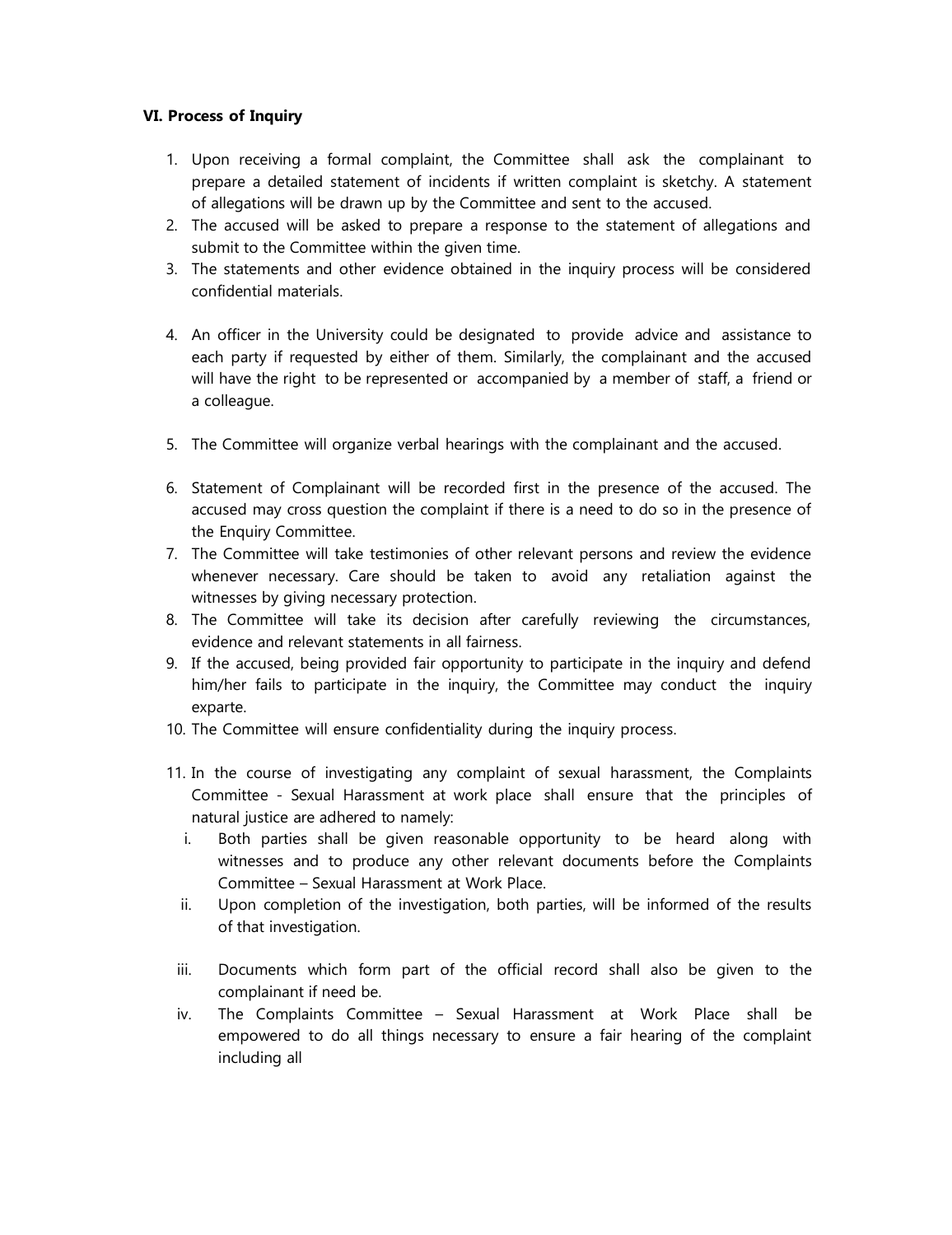### VI. Process of Inquiry

1. Upon receiving a formal complaint, the Committee shall ask the complainant to prepare a detailed statement of incidents if written complaint is sketchy. A statement of allegations will be drawn up by the Committee and sent to the accused.
2. The accused will be asked to prepare a response to the statement of allegations and submit to the Committee within the given time.
3. The statements and other evidence obtained in the inquiry process will be considered confidential materials.
4. An officer in the University could be designated to provide advice and assistance to each party if requested by either of them. Similarly, the complainant and the accused will have the right to be represented or accompanied by a member of staff, a friend or a colleague.
5. The Committee will organize verbal hearings with the complainant and the accused.
6. Statement of Complainant will be recorded first in the presence of the accused. The accused may cross question the complaint if there is a need to do so in the presence of the Enquiry Committee.
7. The Committee will take testimonies of other relevant persons and review the evidence whenever necessary. Care should be taken to avoid any retaliation against the witnesses by giving necessary protection.
8. The Committee will take its decision after carefully reviewing the circumstances, evidence and relevant statements in all fairness.
9. If the accused, being provided fair opportunity to participate in the inquiry and defend him/her fails to participate in the inquiry, the Committee may conduct the inquiry exparte.
10. The Committee will ensure confidentiality during the inquiry process.
11. In the course of investigating any complaint of sexual harassment, the Complaints Committee - Sexual Harassment at work place shall ensure that the principles of natural justice are adhered to namely:
    1. Both parties shall be given reasonable opportunity to be heard along with witnesses and to produce any other relevant documents before the Complaints Committee – Sexual Harassment at Work Place.
    2. Upon completion of the investigation, both parties, will be informed of the results of that investigation.
    3. Documents which form part of the official record shall also be given to the complainant if need be.
    4. The Complaints Committee – Sexual Harassment at Work Place shall be empowered to do all things necessary to ensure a fair hearing of the complaint including all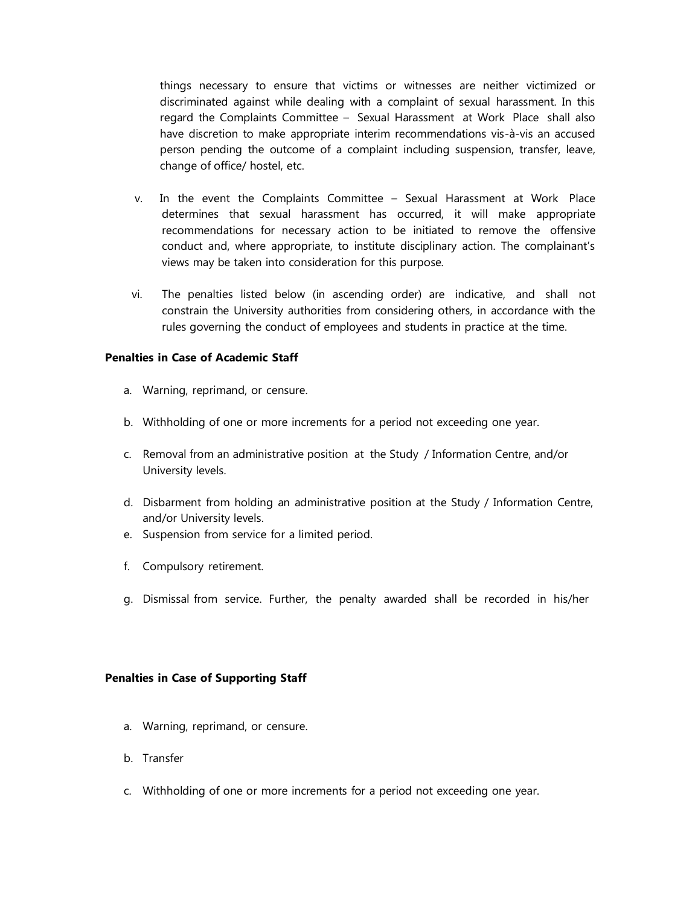things necessary to ensure that victims or witnesses are neither victimized or discriminated against while dealing with a complaint of sexual harassment. In this regard the Complaints Committee – Sexual Harassment at Work Place shall also have discretion to make appropriate interim recommendations vis-à-vis an accused person pending the outcome of a complaint including suspension, transfer, leave, change of office/ hostel, etc.

v. In the event the Complaints Committee – Sexual Harassment at Work Place determines that sexual harassment has occurred, it will make appropriate recommendations for necessary action to be initiated to remove the offensive conduct and, where appropriate, to institute disciplinary action. The complainant's views may be taken into consideration for this purpose.

vi. The penalties listed below (in ascending order) are indicative, and shall not constrain the University authorities from considering others, in accordance with the rules governing the conduct of employees and students in practice at the time.

**Penalties in Case of Academic Staff**

a. Warning, reprimand, or censure.

b. Withholding of one or more increments for a period not exceeding one year.

c. Removal from an administrative position at the Study / Information Centre, and/or University levels.

d. Disbarment from holding an administrative position at the Study / Information Centre, and/or University levels.

e. Suspension from service for a limited period.

f. Compulsory retirement.

g. Dismissal from service. Further, the penalty awarded shall be recorded in his/her

**Penalties in Case of Supporting Staff**

a. Warning, reprimand, or censure.

b. Transfer

c. Withholding of one or more increments for a period not exceeding one year.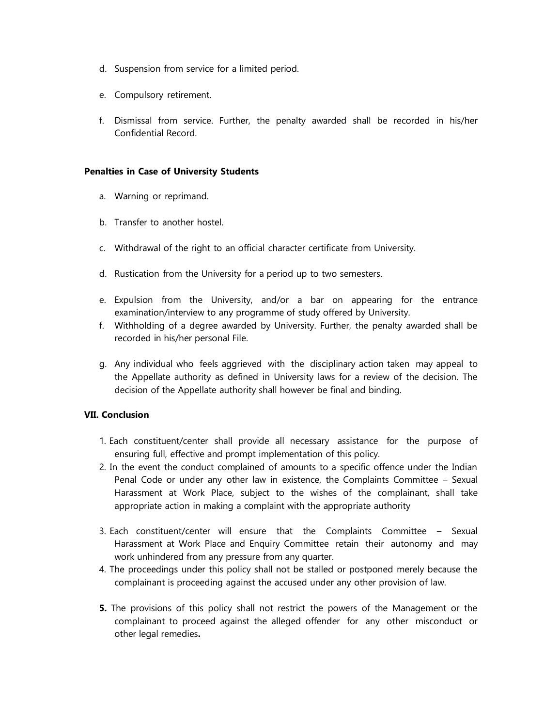d. Suspension from service for a limited period.

e. Compulsory retirement.

f. Dismissal from service. Further, the penalty awarded shall be recorded in his/her Confidential Record.

**Penalties in Case of University Students**

a. Warning or reprimand.

b. Transfer to another hostel.

c. Withdrawal of the right to an official character certificate from University.

d. Rustication from the University for a period up to two semesters.

e. Expulsion from the University, and/or a bar on appearing for the entrance examination/interview to any programme of study offered by University.

f. Withholding of a degree awarded by University. Further, the penalty awarded shall be recorded in his/her personal File.

g. Any individual who feels aggrieved with the disciplinary action taken may appeal to the Appellate authority as defined in University laws for a review of the decision. The decision of the Appellate authority shall however be final and binding.

**VII. Conclusion**

1. Each constituent/center shall provide all necessary assistance for the purpose of ensuring full, effective and prompt implementation of this policy.
2. In the event the conduct complained of amounts to a specific offence under the Indian Penal Code or under any other law in existence, the Complaints Committee – Sexual Harassment at Work Place, subject to the wishes of the complainant, shall take appropriate action in making a complaint with the appropriate authority
3. Each constituent/center will ensure that the Complaints Committee – Sexual Harassment at Work Place and Enquiry Committee retain their autonomy and may work unhindered from any pressure from any quarter.
4. The proceedings under this policy shall not be stalled or postponed merely because the complainant is proceeding against the accused under any other provision of law.
5. The provisions of this policy shall not restrict the powers of the Management or the complainant to proceed against the alleged offender for any other misconduct or other legal remedies**.**